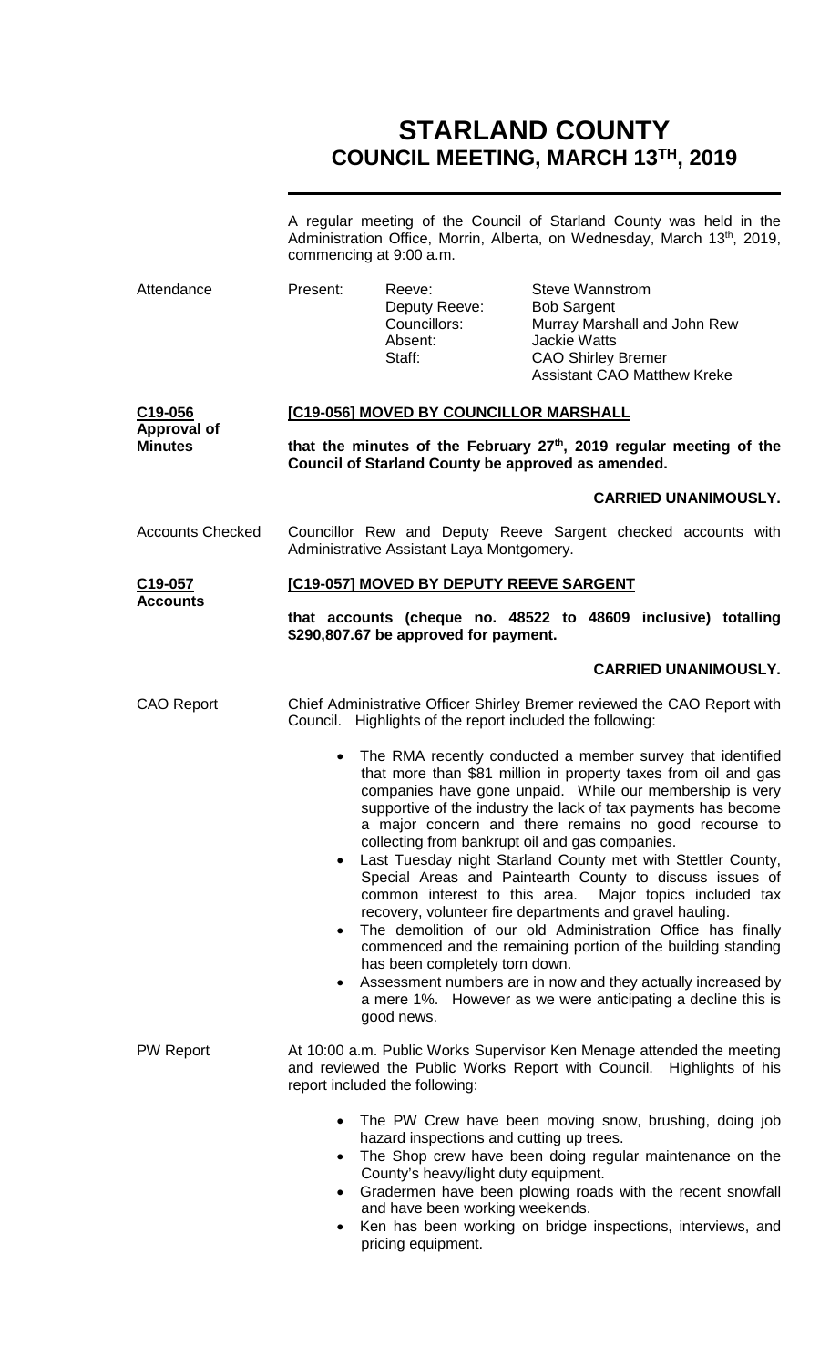# STARLAND COUNTY
## COUNCIL MEETING, MARCH 13TH, 2019

A regular meeting of the Council of Starland County was held in the Administration Office, Morrin, Alberta, on Wednesday, March 13th, 2019, commencing at 9:00 a.m.

| | | | |
|---|---|---|---|
| Attendance | Present: | Reeve: | Steve Wannstrom |
| | | Deputy Reeve: | Bob Sargent |
| | | Councillors: | Murray Marshall and John Rew |
| | | Absent: | Jackie Watts |
| | | Staff: | CAO Shirley Bremer |
| | | | Assistant CAO Matthew Kreke |

**C19-056**
**Approval of Minutes**

**[C19-056] MOVED BY COUNCILLOR MARSHALL**

**that the minutes of the February 27th, 2019 regular meeting of the Council of Starland County be approved as amended.**

**CARRIED UNANIMOUSLY.**

Accounts Checked

Councillor Rew and Deputy Reeve Sargent checked accounts with Administrative Assistant Laya Montgomery.

**C19-057**
**Accounts**

**[C19-057] MOVED BY DEPUTY REEVE SARGENT**

**that accounts (cheque no. 48522 to 48609 inclusive) totalling $290,807.67 be approved for payment.**

**CARRIED UNANIMOUSLY.**

CAO Report

Chief Administrative Officer Shirley Bremer reviewed the CAO Report with Council. Highlights of the report included the following:

- The RMA recently conducted a member survey that identified that more than $81 million in property taxes from oil and gas companies have gone unpaid. While our membership is very supportive of the industry the lack of tax payments has become a major concern and there remains no good recourse to collecting from bankrupt oil and gas companies.
- Last Tuesday night Starland County met with Stettler County, Special Areas and Paintearth County to discuss issues of common interest to this area. Major topics included tax recovery, volunteer fire departments and gravel hauling.
- The demolition of our old Administration Office has finally commenced and the remaining portion of the building standing has been completely torn down.
- Assessment numbers are in now and they actually increased by a mere 1%. However as we were anticipating a decline this is good news.

PW Report

At 10:00 a.m. Public Works Supervisor Ken Menage attended the meeting and reviewed the Public Works Report with Council. Highlights of his report included the following:

- The PW Crew have been moving snow, brushing, doing job hazard inspections and cutting up trees.
- The Shop crew have been doing regular maintenance on the County's heavy/light duty equipment.
- Gradermen have been plowing roads with the recent snowfall and have been working weekends.
- Ken has been working on bridge inspections, interviews, and pricing equipment.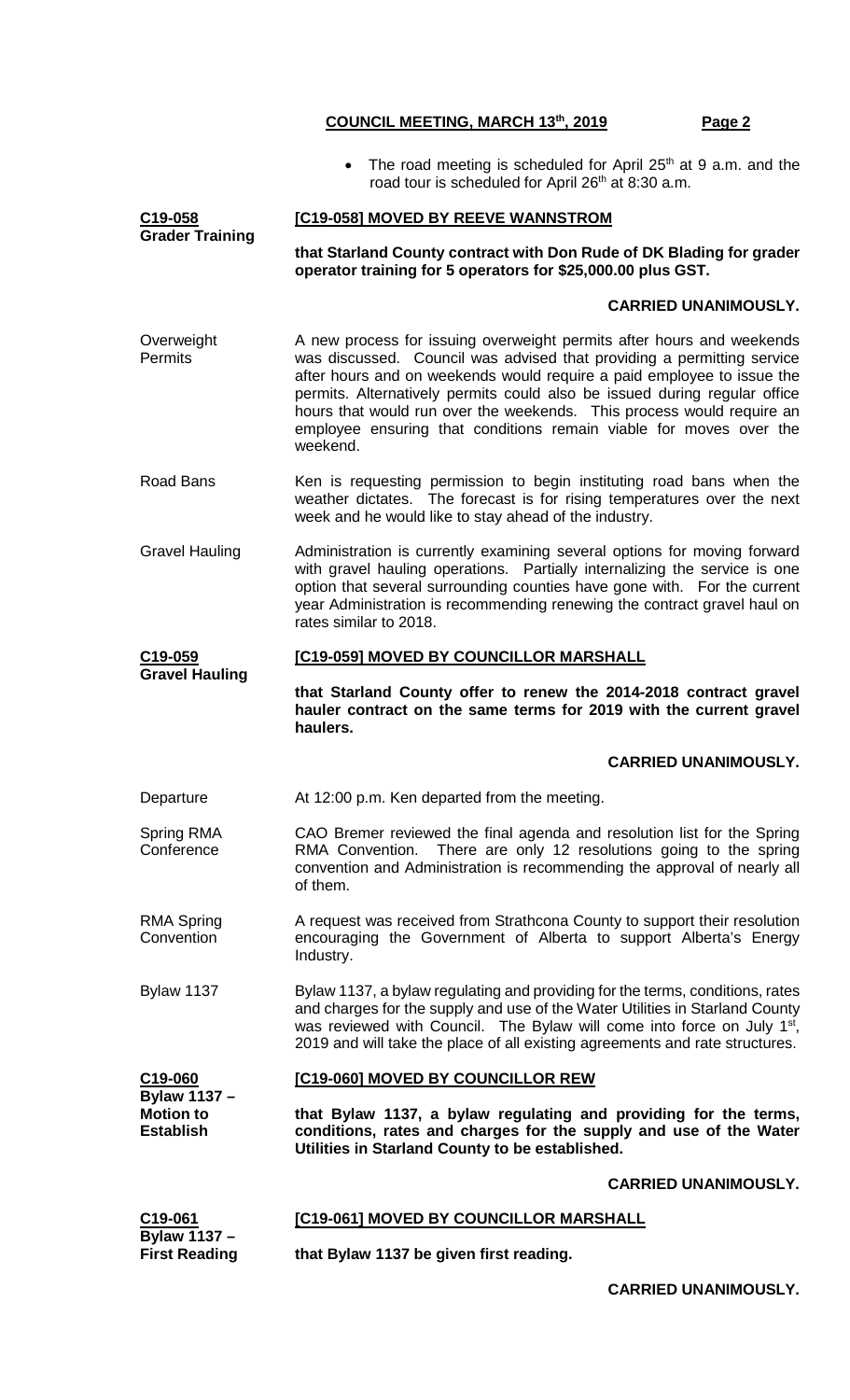- The road meeting is scheduled for April 25th at 9 a.m. and the road tour is scheduled for April 26th at 8:30 a.m.

**C19-058**
**Grader Training**

**[C19-058] MOVED BY REEVE WANNSTROM**

**that Starland County contract with Don Rude of DK Blading for grader operator training for 5 operators for $25,000.00 plus GST.**

**CARRIED UNANIMOUSLY.**

Overweight Permits

A new process for issuing overweight permits after hours and weekends was discussed. Council was advised that providing a permitting service after hours and on weekends would require a paid employee to issue the permits. Alternatively permits could also be issued during regular office hours that would run over the weekends. This process would require an employee ensuring that conditions remain viable for moves over the weekend.

Road Bans

Ken is requesting permission to begin instituting road bans when the weather dictates. The forecast is for rising temperatures over the next week and he would like to stay ahead of the industry.

Gravel Hauling

Administration is currently examining several options for moving forward with gravel hauling operations. Partially internalizing the service is one option that several surrounding counties have gone with. For the current year Administration is recommending renewing the contract gravel haul on rates similar to 2018.

**C19-059**
**Gravel Hauling**

**[C19-059] MOVED BY COUNCILLOR MARSHALL**

**that Starland County offer to renew the 2014-2018 contract gravel hauler contract on the same terms for 2019 with the current gravel haulers.**

**CARRIED UNANIMOUSLY.**

Departure

At 12:00 p.m. Ken departed from the meeting.

Spring RMA Conference

CAO Bremer reviewed the final agenda and resolution list for the Spring RMA Convention. There are only 12 resolutions going to the spring convention and Administration is recommending the approval of nearly all of them.

RMA Spring Convention

A request was received from Strathcona County to support their resolution encouraging the Government of Alberta to support Alberta's Energy Industry.

Bylaw 1137

Bylaw 1137, a bylaw regulating and providing for the terms, conditions, rates and charges for the supply and use of the Water Utilities in Starland County was reviewed with Council. The Bylaw will come into force on July 1st, 2019 and will take the place of all existing agreements and rate structures.

**C19-060**
**Bylaw 1137 – Motion to Establish**

**[C19-060] MOVED BY COUNCILLOR REW**

**that Bylaw 1137, a bylaw regulating and providing for the terms, conditions, rates and charges for the supply and use of the Water Utilities in Starland County to be established.**

**CARRIED UNANIMOUSLY.**

**C19-061**
**Bylaw 1137 – First Reading**

**[C19-061] MOVED BY COUNCILLOR MARSHALL**

**that Bylaw 1137 be given first reading.**

**CARRIED UNANIMOUSLY.**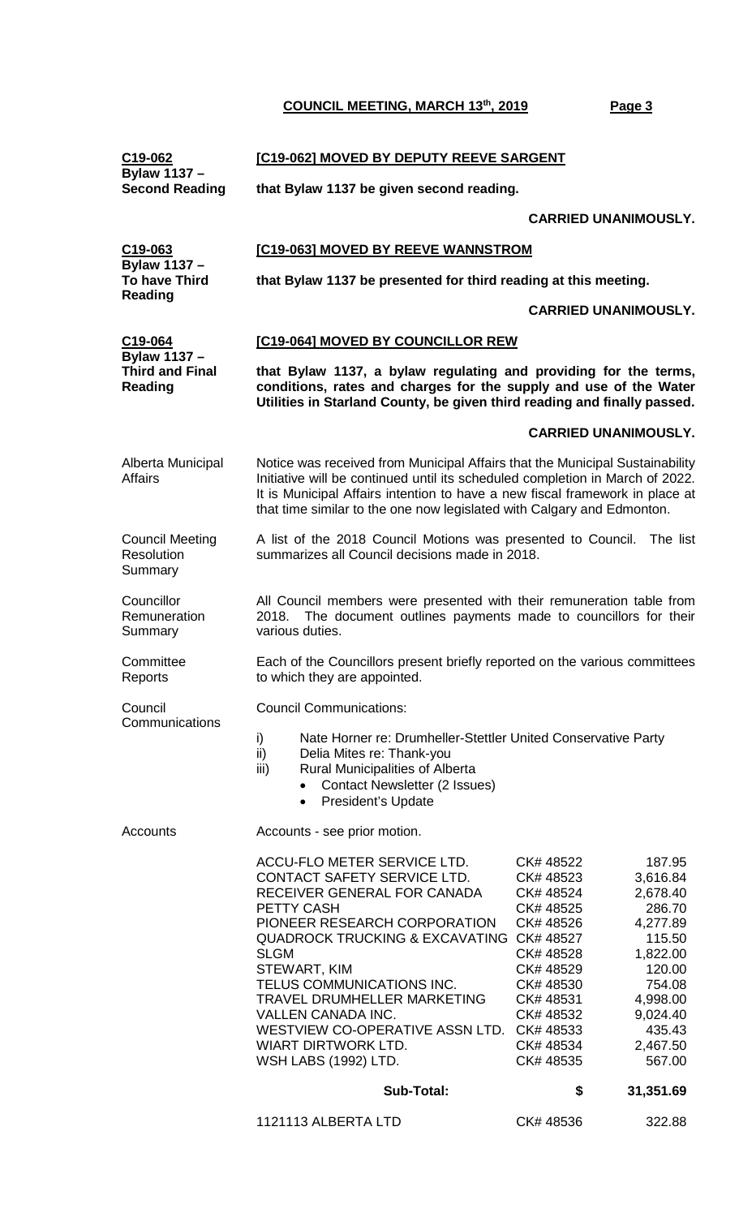| | |
|---|---|
| **C19-062**<br>**Bylaw 1137 – Second Reading** | **[C19-062] MOVED BY DEPUTY REEVE SARGENT**<br><br>**that Bylaw 1137 be given second reading.**<br><br>**CARRIED UNANIMOUSLY.** |
| **C19-063**<br>**Bylaw 1137 – To have Third Reading** | **[C19-063] MOVED BY REEVE WANNSTROM**<br><br>**that Bylaw 1137 be presented for third reading at this meeting.**<br><br>**CARRIED UNANIMOUSLY.** |
| **C19-064**<br>**Bylaw 1137 – Third and Final Reading** | **[C19-064] MOVED BY COUNCILLOR REW**<br><br>**that Bylaw 1137, a bylaw regulating and providing for the terms, conditions, rates and charges for the supply and use of the Water Utilities in Starland County, be given third reading and finally passed.**<br><br>**CARRIED UNANIMOUSLY.** |
| Alberta Municipal Affairs | Notice was received from Municipal Affairs that the Municipal Sustainability Initiative will be continued until its scheduled completion in March of 2022. It is Municipal Affairs intention to have a new fiscal framework in place at that time similar to the one now legislated with Calgary and Edmonton. |
| Council Meeting Resolution Summary | A list of the 2018 Council Motions was presented to Council. The list summarizes all Council decisions made in 2018. |
| Councillor Remuneration Summary | All Council members were presented with their remuneration table from 2018. The document outlines payments made to councillors for their various duties. |
| Committee Reports | Each of the Councillors present briefly reported on the various committees to which they are appointed. |
| Council Communications | Council Communications:<br><br>i) Nate Horner re: Drumheller-Stettler United Conservative Party<br>ii) Delia Mites re: Thank-you<br>iii) Rural Municipalities of Alberta<br>• Contact Newsletter (2 Issues)<br>• President's Update |
| Accounts | Accounts - see prior motion. |

| | | |
|---|---|---|
| ACCU-FLO METER SERVICE LTD. | CK# 48522 | 187.95 |
| CONTACT SAFETY SERVICE LTD. | CK# 48523 | 3,616.84 |
| RECEIVER GENERAL FOR CANADA | CK# 48524 | 2,678.40 |
| PETTY CASH | CK# 48525 | 286.70 |
| PIONEER RESEARCH CORPORATION | CK# 48526 | 4,277.89 |
| QUADROCK TRUCKING & EXCAVATING | CK# 48527 | 115.50 |
| SLGM | CK# 48528 | 1,822.00 |
| STEWART, KIM | CK# 48529 | 120.00 |
| TELUS COMMUNICATIONS INC. | CK# 48530 | 754.08 |
| TRAVEL DRUMHELLER MARKETING | CK# 48531 | 4,998.00 |
| VALLEN CANADA INC. | CK# 48532 | 9,024.40 |
| WESTVIEW CO-OPERATIVE ASSN LTD. | CK# 48533 | 435.43 |
| WIART DIRTWORK LTD. | CK# 48534 | 2,467.50 |
| WSH LABS (1992) LTD. | CK# 48535 | 567.00 |
| **Sub-Total:** | **$** | **31,351.69** |
| 1121113 ALBERTA LTD | CK# 48536 | 322.88 |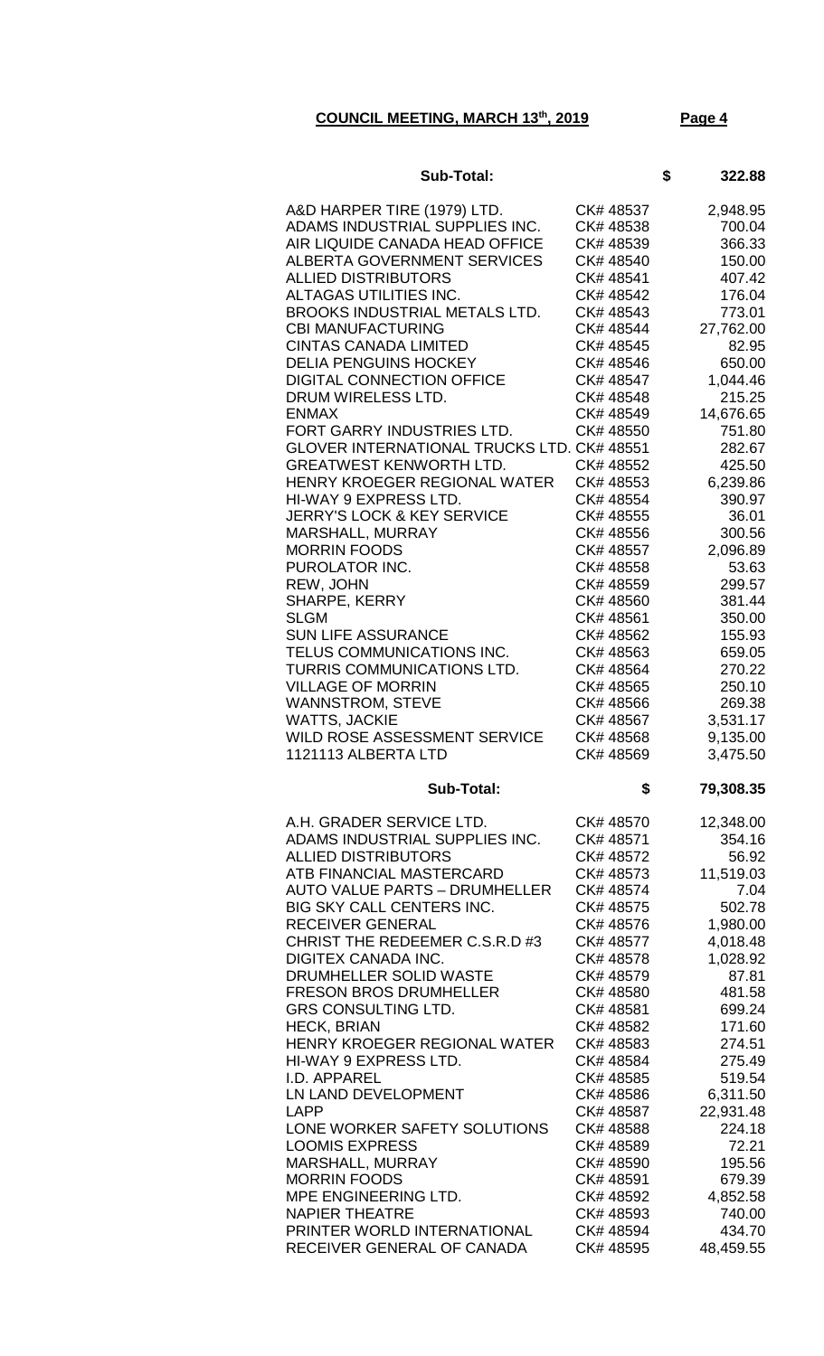## COUNCIL MEETING, MARCH 13th, 2019

| | | |
|---|---|---|
| **Sub-Total:** | | **$ 322.88** |
| A&D HARPER TIRE (1979) LTD. | CK# 48537 | 2,948.95 |
| ADAMS INDUSTRIAL SUPPLIES INC. | CK# 48538 | 700.04 |
| AIR LIQUIDE CANADA HEAD OFFICE | CK# 48539 | 366.33 |
| ALBERTA GOVERNMENT SERVICES | CK# 48540 | 150.00 |
| ALLIED DISTRIBUTORS | CK# 48541 | 407.42 |
| ALTAGAS UTILITIES INC. | CK# 48542 | 176.04 |
| BROOKS INDUSTRIAL METALS LTD. | CK# 48543 | 773.01 |
| CBI MANUFACTURING | CK# 48544 | 27,762.00 |
| CINTAS CANADA LIMITED | CK# 48545 | 82.95 |
| DELIA PENGUINS HOCKEY | CK# 48546 | 650.00 |
| DIGITAL CONNECTION OFFICE | CK# 48547 | 1,044.46 |
| DRUM WIRELESS LTD. | CK# 48548 | 215.25 |
| ENMAX | CK# 48549 | 14,676.65 |
| FORT GARRY INDUSTRIES LTD. | CK# 48550 | 751.80 |
| GLOVER INTERNATIONAL TRUCKS LTD. | CK# 48551 | 282.67 |
| GREATWEST KENWORTH LTD. | CK# 48552 | 425.50 |
| HENRY KROEGER REGIONAL WATER | CK# 48553 | 6,239.86 |
| HI-WAY 9 EXPRESS LTD. | CK# 48554 | 390.97 |
| JERRY'S LOCK & KEY SERVICE | CK# 48555 | 36.01 |
| MARSHALL, MURRAY | CK# 48556 | 300.56 |
| MORRIN FOODS | CK# 48557 | 2,096.89 |
| PUROLATOR INC. | CK# 48558 | 53.63 |
| REW, JOHN | CK# 48559 | 299.57 |
| SHARPE, KERRY | CK# 48560 | 381.44 |
| SLGM | CK# 48561 | 350.00 |
| SUN LIFE ASSURANCE | CK# 48562 | 155.93 |
| TELUS COMMUNICATIONS INC. | CK# 48563 | 659.05 |
| TURRIS COMMUNICATIONS LTD. | CK# 48564 | 270.22 |
| VILLAGE OF MORRIN | CK# 48565 | 250.10 |
| WANNSTROM, STEVE | CK# 48566 | 269.38 |
| WATTS, JACKIE | CK# 48567 | 3,531.17 |
| WILD ROSE ASSESSMENT SERVICE | CK# 48568 | 9,135.00 |
| 1121113 ALBERTA LTD | CK# 48569 | 3,475.50 |
| **Sub-Total:** | **$** | **79,308.35** |
| A.H. GRADER SERVICE LTD. | CK# 48570 | 12,348.00 |
| ADAMS INDUSTRIAL SUPPLIES INC. | CK# 48571 | 354.16 |
| ALLIED DISTRIBUTORS | CK# 48572 | 56.92 |
| ATB FINANCIAL MASTERCARD | CK# 48573 | 11,519.03 |
| AUTO VALUE PARTS – DRUMHELLER | CK# 48574 | 7.04 |
| BIG SKY CALL CENTERS INC. | CK# 48575 | 502.78 |
| RECEIVER GENERAL | CK# 48576 | 1,980.00 |
| CHRIST THE REDEEMER C.S.R.D #3 | CK# 48577 | 4,018.48 |
| DIGITEX CANADA INC. | CK# 48578 | 1,028.92 |
| DRUMHELLER SOLID WASTE | CK# 48579 | 87.81 |
| FRESON BROS DRUMHELLER | CK# 48580 | 481.58 |
| GRS CONSULTING LTD. | CK# 48581 | 699.24 |
| HECK, BRIAN | CK# 48582 | 171.60 |
| HENRY KROEGER REGIONAL WATER | CK# 48583 | 274.51 |
| HI-WAY 9 EXPRESS LTD. | CK# 48584 | 275.49 |
| I.D. APPAREL | CK# 48585 | 519.54 |
| LN LAND DEVELOPMENT | CK# 48586 | 6,311.50 |
| LAPP | CK# 48587 | 22,931.48 |
| LONE WORKER SAFETY SOLUTIONS | CK# 48588 | 224.18 |
| LOOMIS EXPRESS | CK# 48589 | 72.21 |
| MARSHALL, MURRAY | CK# 48590 | 195.56 |
| MORRIN FOODS | CK# 48591 | 679.39 |
| MPE ENGINEERING LTD. | CK# 48592 | 4,852.58 |
| NAPIER THEATRE | CK# 48593 | 740.00 |
| PRINTER WORLD INTERNATIONAL | CK# 48594 | 434.70 |
| RECEIVER GENERAL OF CANADA | CK# 48595 | 48,459.55 |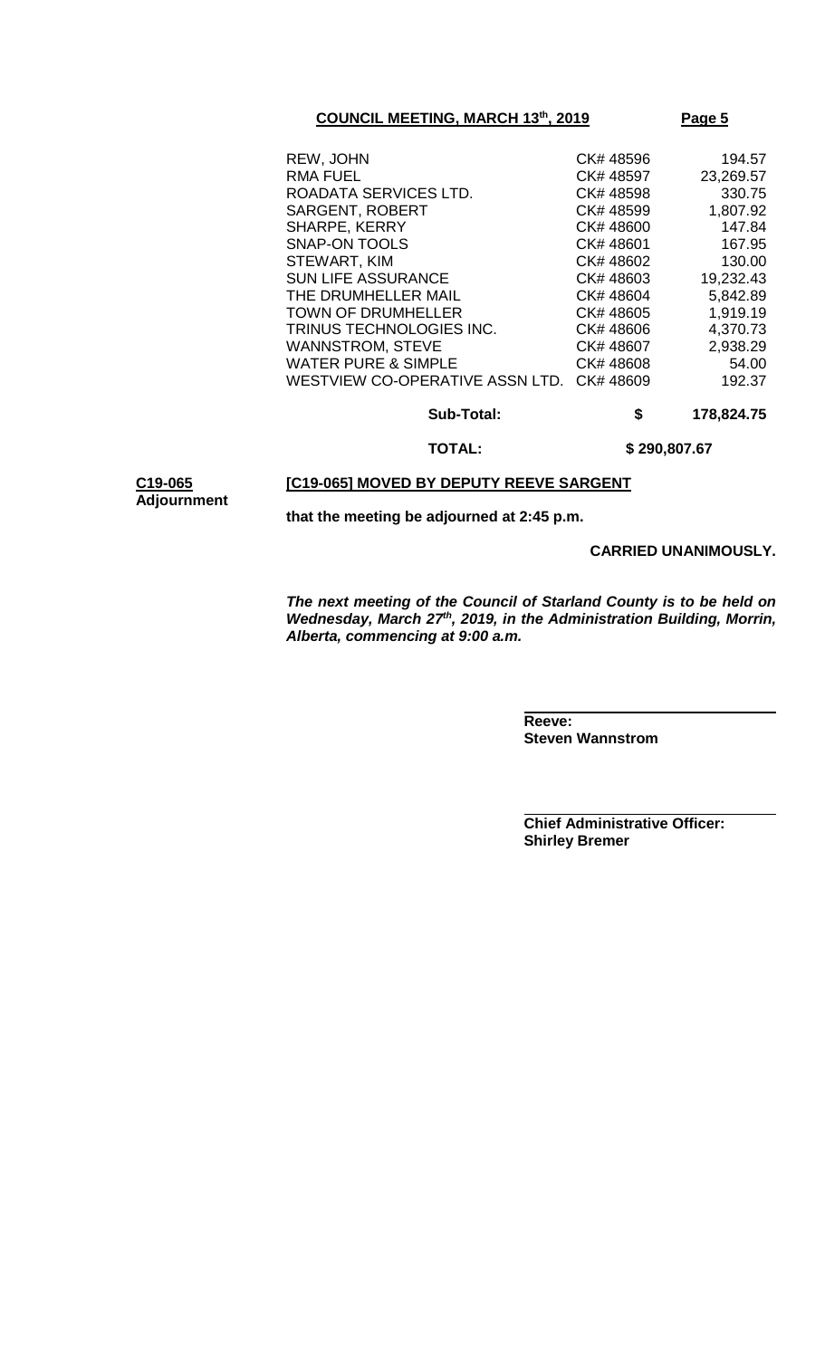| | | |
|---|---|---|
| REW, JOHN | CK# 48596 | 194.57 |
| RMA FUEL | CK# 48597 | 23,269.57 |
| ROADATA SERVICES LTD. | CK# 48598 | 330.75 |
| SARGENT, ROBERT | CK# 48599 | 1,807.92 |
| SHARPE, KERRY | CK# 48600 | 147.84 |
| SNAP-ON TOOLS | CK# 48601 | 167.95 |
| STEWART, KIM | CK# 48602 | 130.00 |
| SUN LIFE ASSURANCE | CK# 48603 | 19,232.43 |
| THE DRUMHELLER MAIL | CK# 48604 | 5,842.89 |
| TOWN OF DRUMHELLER | CK# 48605 | 1,919.19 |
| TRINUS TECHNOLOGIES INC. | CK# 48606 | 4,370.73 |
| WANNSTROM, STEVE | CK# 48607 | 2,938.29 |
| WATER PURE & SIMPLE | CK# 48608 | 54.00 |
| WESTVIEW CO-OPERATIVE ASSN LTD. | CK# 48609 | 192.37 |
| **Sub-Total:** | **$** | **178,824.75** |
| **TOTAL:** | | **$ 290,807.67** |

**C19-065**
**Adjournment**

**[C19-065] MOVED BY DEPUTY REEVE SARGENT**

**that the meeting be adjourned at 2:45 p.m.**

**CARRIED UNANIMOUSLY.**

***The next meeting of the Council of Starland County is to be held on Wednesday, March 27th, 2019, in the Administration Building, Morrin, Alberta, commencing at 9:00 a.m.***

**Reeve:**
**Steven Wannstrom**

**Chief Administrative Officer:**
**Shirley Bremer**